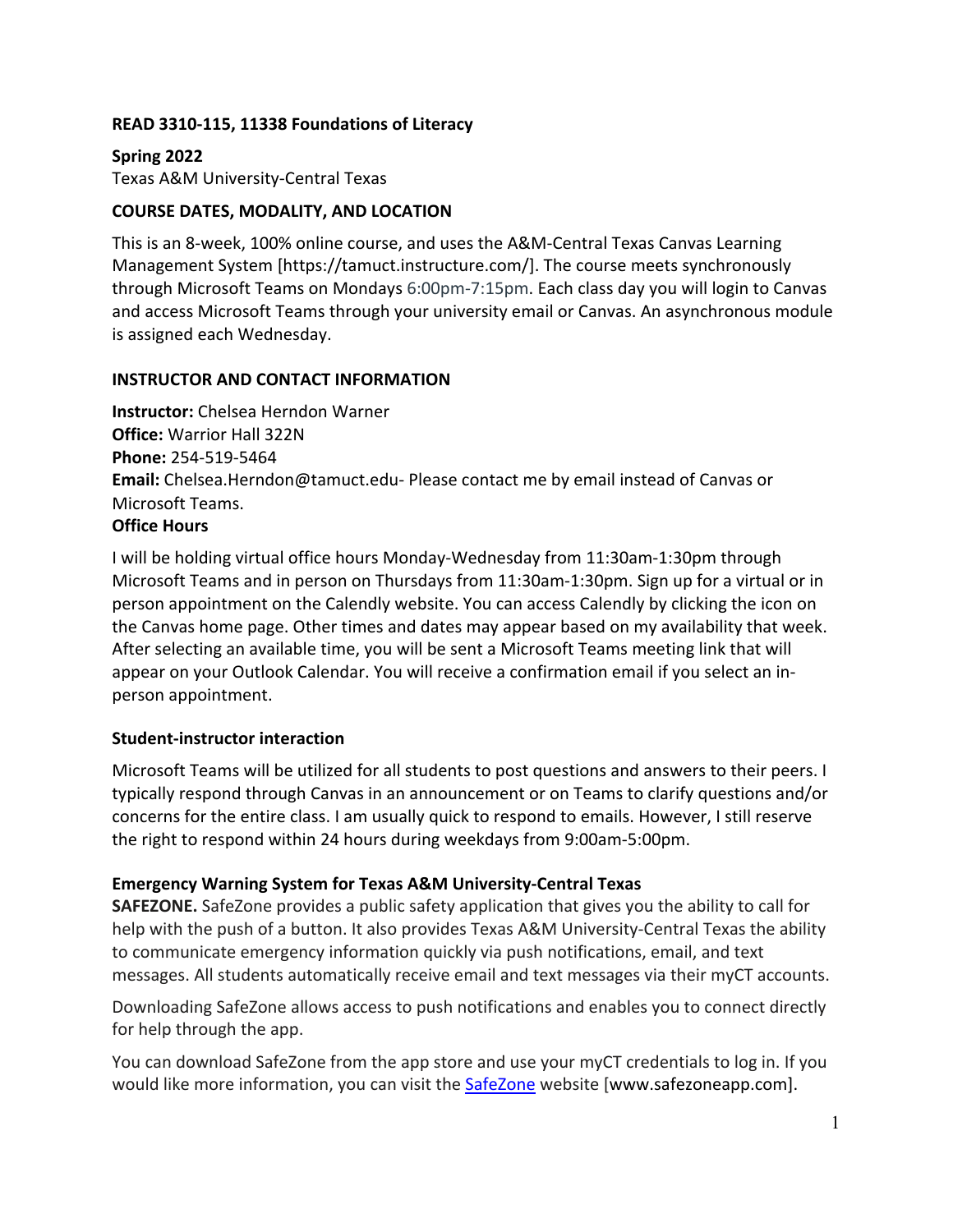**READ 3310-115, 11338 Foundations of Literacy**

**Spring 2022**
Texas A&M University-Central Texas

**COURSE DATES, MODALITY, AND LOCATION**

This is an 8-week, 100% online course, and uses the A&M-Central Texas Canvas Learning Management System [https://tamuct.instructure.com/]. The course meets synchronously through Microsoft Teams on Mondays 6:00pm-7:15pm. Each class day you will login to Canvas and access Microsoft Teams through your university email or Canvas. An asynchronous module is assigned each Wednesday.

**INSTRUCTOR AND CONTACT INFORMATION**

**Instructor:** Chelsea Herndon Warner
**Office:** Warrior Hall 322N
**Phone:** 254-519-5464
**Email:** Chelsea.Herndon@tamuct.edu- Please contact me by email instead of Canvas or Microsoft Teams.
**Office Hours**

I will be holding virtual office hours Monday-Wednesday from 11:30am-1:30pm through Microsoft Teams and in person on Thursdays from 11:30am-1:30pm. Sign up for a virtual or in person appointment on the Calendly website. You can access Calendly by clicking the icon on the Canvas home page. Other times and dates may appear based on my availability that week. After selecting an available time, you will be sent a Microsoft Teams meeting link that will appear on your Outlook Calendar. You will receive a confirmation email if you select an in-person appointment.

**Student-instructor interaction**

Microsoft Teams will be utilized for all students to post questions and answers to their peers. I typically respond through Canvas in an announcement or on Teams to clarify questions and/or concerns for the entire class. I am usually quick to respond to emails. However, I still reserve the right to respond within 24 hours during weekdays from 9:00am-5:00pm.

**Emergency Warning System for Texas A&M University-Central Texas**
**SAFEZONE.** SafeZone provides a public safety application that gives you the ability to call for help with the push of a button. It also provides Texas A&M University-Central Texas the ability to communicate emergency information quickly via push notifications, email, and text messages. All students automatically receive email and text messages via their myCT accounts.

Downloading SafeZone allows access to push notifications and enables you to connect directly for help through the app.

You can download SafeZone from the app store and use your myCT credentials to log in. If you would like more information, you can visit the SafeZone website [www.safezoneapp.com].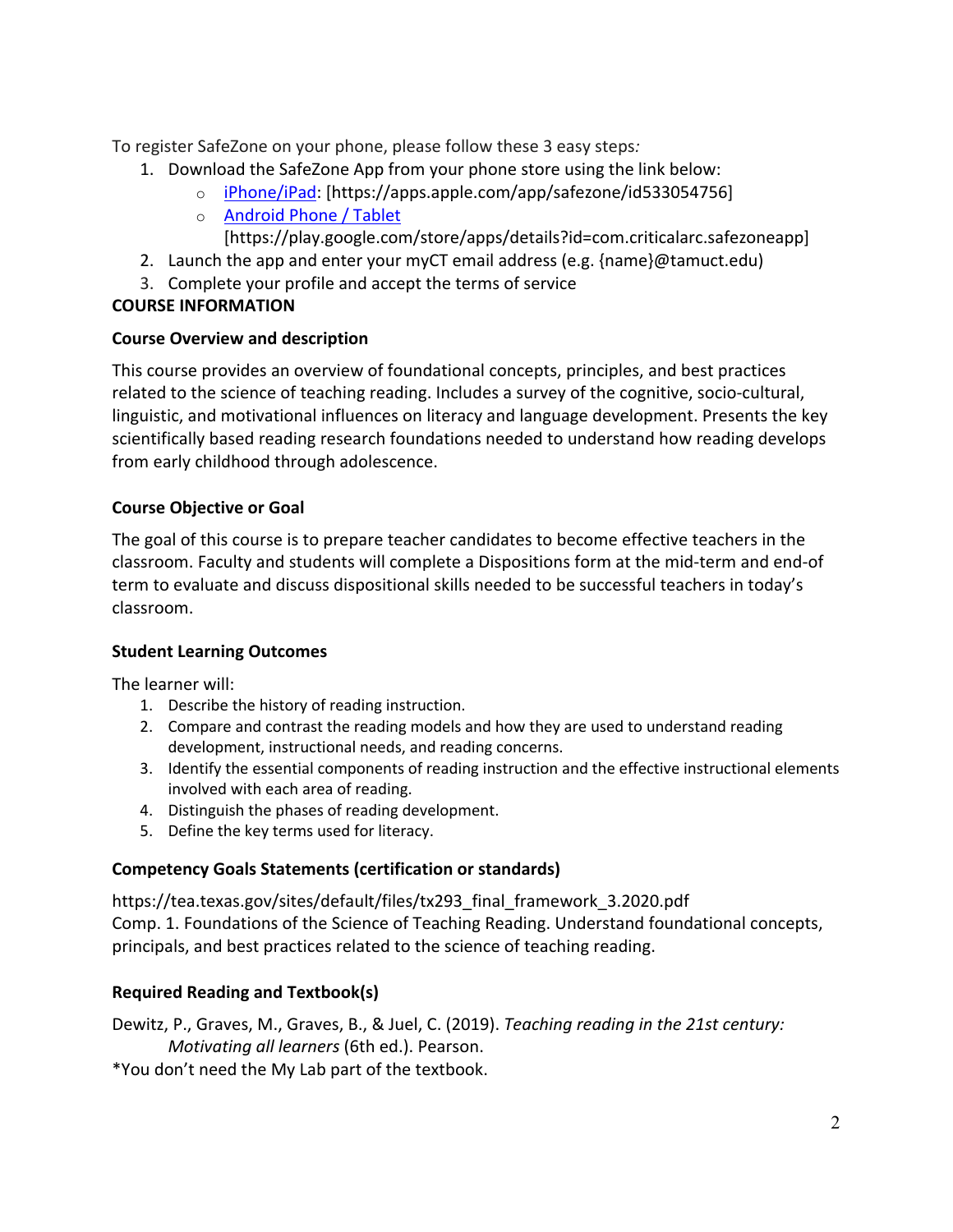To register SafeZone on your phone, please follow these 3 easy steps*:*

1. Download the SafeZone App from your phone store using the link below:
   - iPhone/iPad: [https://apps.apple.com/app/safezone/id533054756]
   - Android Phone / Tablet [https://play.google.com/store/apps/details?id=com.criticalarc.safezoneapp]
2. Launch the app and enter your myCT email address (e.g. {name}@tamuct.edu)
3. Complete your profile and accept the terms of service

## COURSE INFORMATION

### Course Overview and description

This course provides an overview of foundational concepts, principles, and best practices related to the science of teaching reading. Includes a survey of the cognitive, socio-cultural, linguistic, and motivational influences on literacy and language development. Presents the key scientifically based reading research foundations needed to understand how reading develops from early childhood through adolescence.

### Course Objective or Goal

The goal of this course is to prepare teacher candidates to become effective teachers in the classroom. Faculty and students will complete a Dispositions form at the mid-term and end-of term to evaluate and discuss dispositional skills needed to be successful teachers in today's classroom.

### Student Learning Outcomes

The learner will:

1. Describe the history of reading instruction.
2. Compare and contrast the reading models and how they are used to understand reading development, instructional needs, and reading concerns.
3. Identify the essential components of reading instruction and the effective instructional elements involved with each area of reading.
4. Distinguish the phases of reading development.
5. Define the key terms used for literacy.

### Competency Goals Statements (certification or standards)

https://tea.texas.gov/sites/default/files/tx293_final_framework_3.2020.pdf
Comp. 1. Foundations of the Science of Teaching Reading. Understand foundational concepts, principals, and best practices related to the science of teaching reading.

### Required Reading and Textbook(s)

Dewitz, P., Graves, M., Graves, B., & Juel, C. (2019). *Teaching reading in the 21st century: Motivating all learners* (6th ed.). Pearson.

*You don't need the My Lab part of the textbook.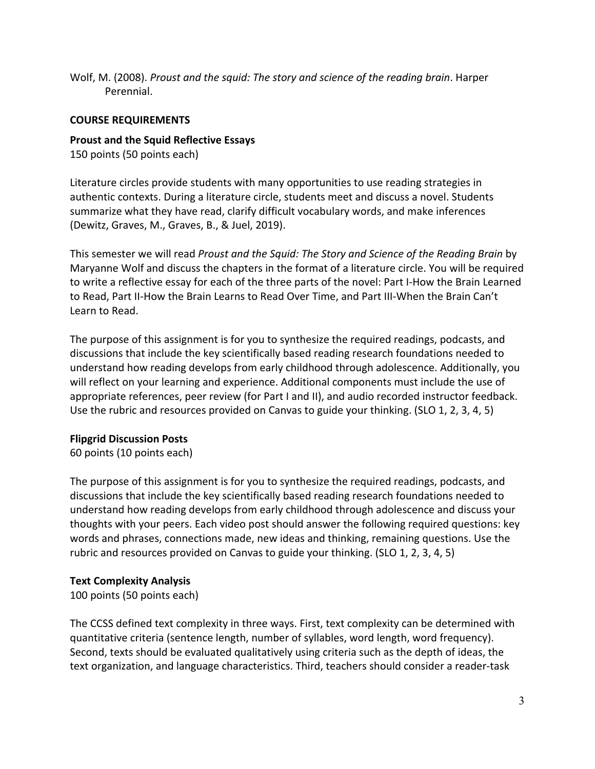Wolf, M. (2008). *Proust and the squid: The story and science of the reading brain*. Harper Perennial.

## COURSE REQUIREMENTS

### Proust and the Squid Reflective Essays

150 points (50 points each)

Literature circles provide students with many opportunities to use reading strategies in authentic contexts. During a literature circle, students meet and discuss a novel. Students summarize what they have read, clarify difficult vocabulary words, and make inferences (Dewitz, Graves, M., Graves, B., & Juel, 2019).

This semester we will read *Proust and the Squid: The Story and Science of the Reading Brain* by Maryanne Wolf and discuss the chapters in the format of a literature circle. You will be required to write a reflective essay for each of the three parts of the novel: Part I-How the Brain Learned to Read, Part II-How the Brain Learns to Read Over Time, and Part III-When the Brain Can't Learn to Read.

The purpose of this assignment is for you to synthesize the required readings, podcasts, and discussions that include the key scientifically based reading research foundations needed to understand how reading develops from early childhood through adolescence. Additionally, you will reflect on your learning and experience. Additional components must include the use of appropriate references, peer review (for Part I and II), and audio recorded instructor feedback. Use the rubric and resources provided on Canvas to guide your thinking. (SLO 1, 2, 3, 4, 5)

### Flipgrid Discussion Posts

60 points (10 points each)

The purpose of this assignment is for you to synthesize the required readings, podcasts, and discussions that include the key scientifically based reading research foundations needed to understand how reading develops from early childhood through adolescence and discuss your thoughts with your peers. Each video post should answer the following required questions: key words and phrases, connections made, new ideas and thinking, remaining questions. Use the rubric and resources provided on Canvas to guide your thinking. (SLO 1, 2, 3, 4, 5)

### Text Complexity Analysis

100 points (50 points each)

The CCSS defined text complexity in three ways. First, text complexity can be determined with quantitative criteria (sentence length, number of syllables, word length, word frequency). Second, texts should be evaluated qualitatively using criteria such as the depth of ideas, the text organization, and language characteristics. Third, teachers should consider a reader-task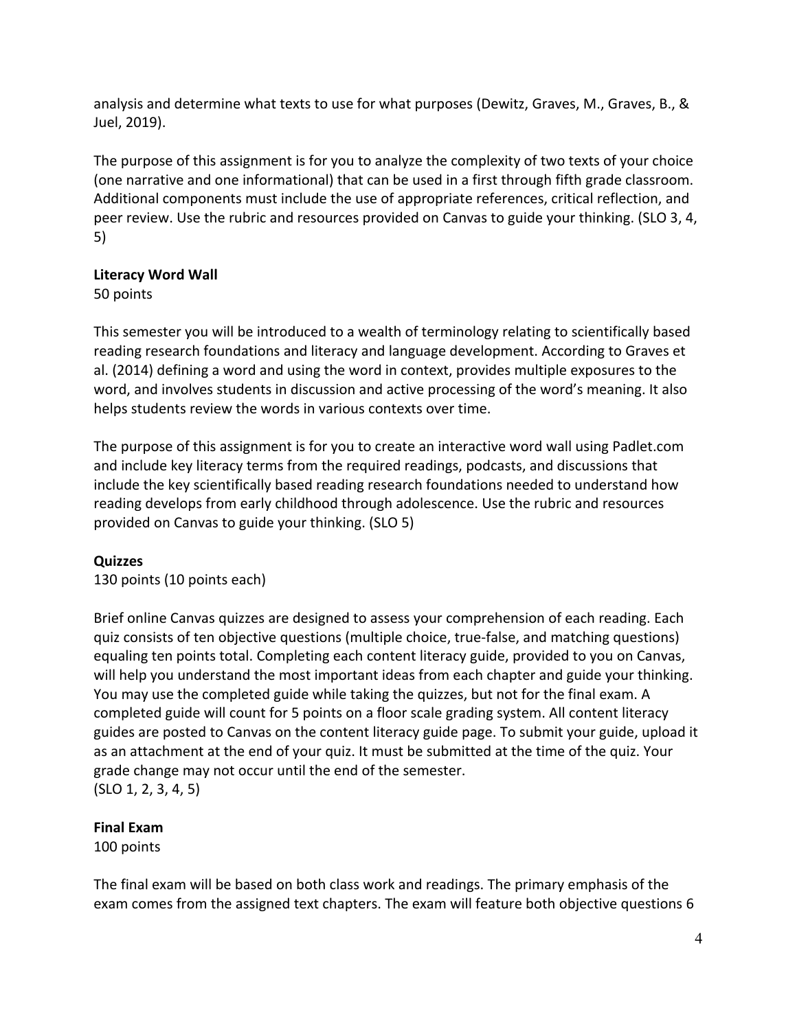analysis and determine what texts to use for what purposes (Dewitz, Graves, M., Graves, B., & Juel, 2019).

The purpose of this assignment is for you to analyze the complexity of two texts of your choice (one narrative and one informational) that can be used in a first through fifth grade classroom. Additional components must include the use of appropriate references, critical reflection, and peer review. Use the rubric and resources provided on Canvas to guide your thinking. (SLO 3, 4, 5)

**Literacy Word Wall**
50 points

This semester you will be introduced to a wealth of terminology relating to scientifically based reading research foundations and literacy and language development. According to Graves et al. (2014) defining a word and using the word in context, provides multiple exposures to the word, and involves students in discussion and active processing of the word's meaning. It also helps students review the words in various contexts over time.

The purpose of this assignment is for you to create an interactive word wall using Padlet.com and include key literacy terms from the required readings, podcasts, and discussions that include the key scientifically based reading research foundations needed to understand how reading develops from early childhood through adolescence. Use the rubric and resources provided on Canvas to guide your thinking. (SLO 5)

**Quizzes**
130 points (10 points each)

Brief online Canvas quizzes are designed to assess your comprehension of each reading. Each quiz consists of ten objective questions (multiple choice, true-false, and matching questions) equaling ten points total. Completing each content literacy guide, provided to you on Canvas, will help you understand the most important ideas from each chapter and guide your thinking. You may use the completed guide while taking the quizzes, but not for the final exam. A completed guide will count for 5 points on a floor scale grading system. All content literacy guides are posted to Canvas on the content literacy guide page. To submit your guide, upload it as an attachment at the end of your quiz. It must be submitted at the time of the quiz. Your grade change may not occur until the end of the semester.
(SLO 1, 2, 3, 4, 5)

**Final Exam**
100 points

The final exam will be based on both class work and readings. The primary emphasis of the exam comes from the assigned text chapters. The exam will feature both objective questions 6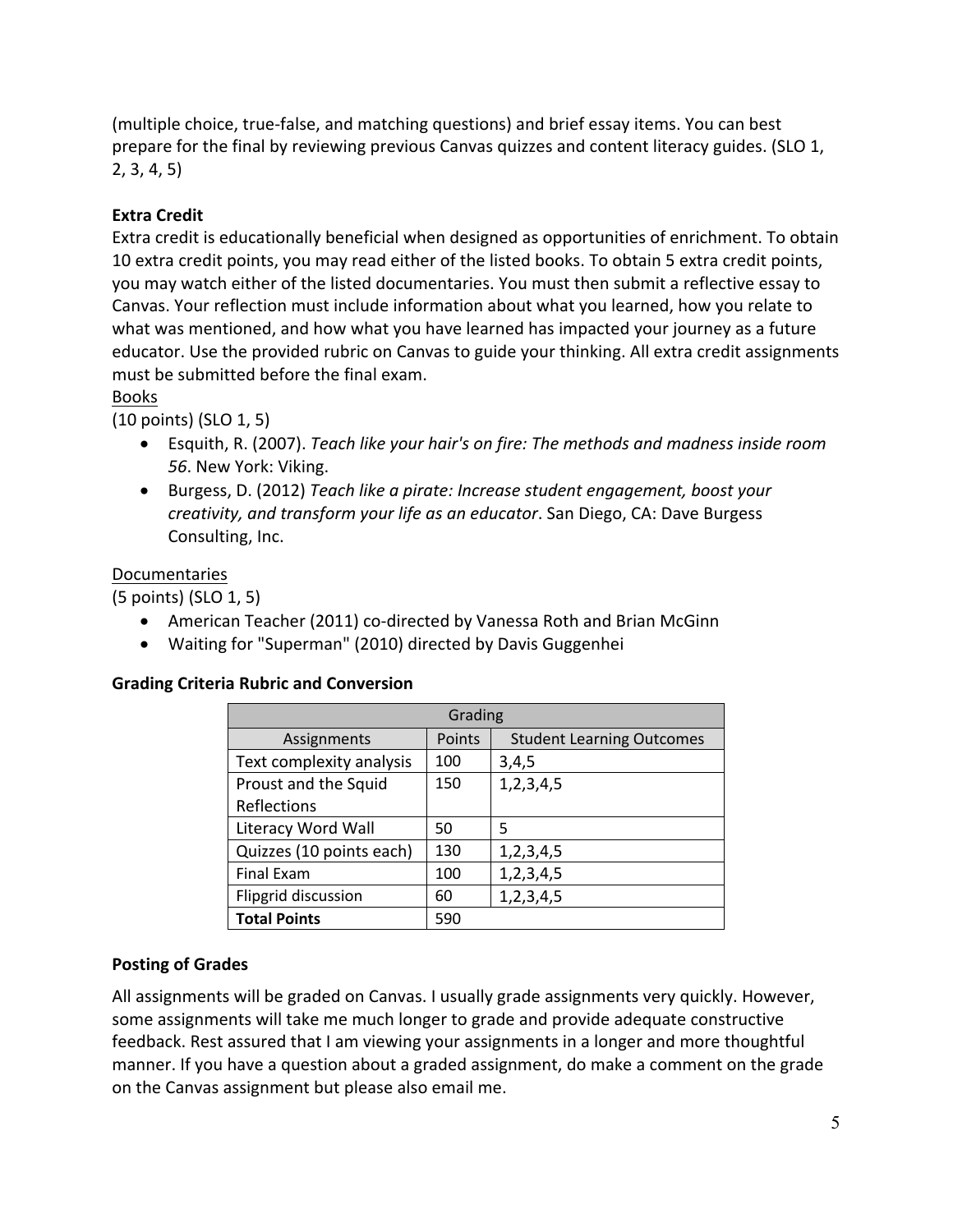(multiple choice, true-false, and matching questions) and brief essay items. You can best prepare for the final by reviewing previous Canvas quizzes and content literacy guides. (SLO 1, 2, 3, 4, 5)

**Extra Credit**

Extra credit is educationally beneficial when designed as opportunities of enrichment. To obtain 10 extra credit points, you may read either of the listed books. To obtain 5 extra credit points, you may watch either of the listed documentaries. You must then submit a reflective essay to Canvas. Your reflection must include information about what you learned, how you relate to what was mentioned, and how what you have learned has impacted your journey as a future educator. Use the provided rubric on Canvas to guide your thinking. All extra credit assignments must be submitted before the final exam.

Books

(10 points) (SLO 1, 5)

- Esquith, R. (2007). *Teach like your hair's on fire: The methods and madness inside room 56*. New York: Viking.
- Burgess, D. (2012) *Teach like a pirate: Increase student engagement, boost your creativity, and transform your life as an educator*. San Diego, CA: Dave Burgess Consulting, Inc.

Documentaries

(5 points) (SLO 1, 5)

- American Teacher (2011) co-directed by Vanessa Roth and Brian McGinn
- Waiting for "Superman" (2010) directed by Davis Guggenhei

**Grading Criteria Rubric and Conversion**

| Grading | | |
|---|---|---|
| Assignments | Points | Student Learning Outcomes |
| Text complexity analysis | 100 | 3,4,5 |
| Proust and the Squid Reflections | 150 | 1,2,3,4,5 |
| Literacy Word Wall | 50 | 5 |
| Quizzes (10 points each) | 130 | 1,2,3,4,5 |
| Final Exam | 100 | 1,2,3,4,5 |
| Flipgrid discussion | 60 | 1,2,3,4,5 |
| **Total Points** | 590 | |

**Posting of Grades**

All assignments will be graded on Canvas. I usually grade assignments very quickly. However, some assignments will take me much longer to grade and provide adequate constructive feedback. Rest assured that I am viewing your assignments in a longer and more thoughtful manner. If you have a question about a graded assignment, do make a comment on the grade on the Canvas assignment but please also email me.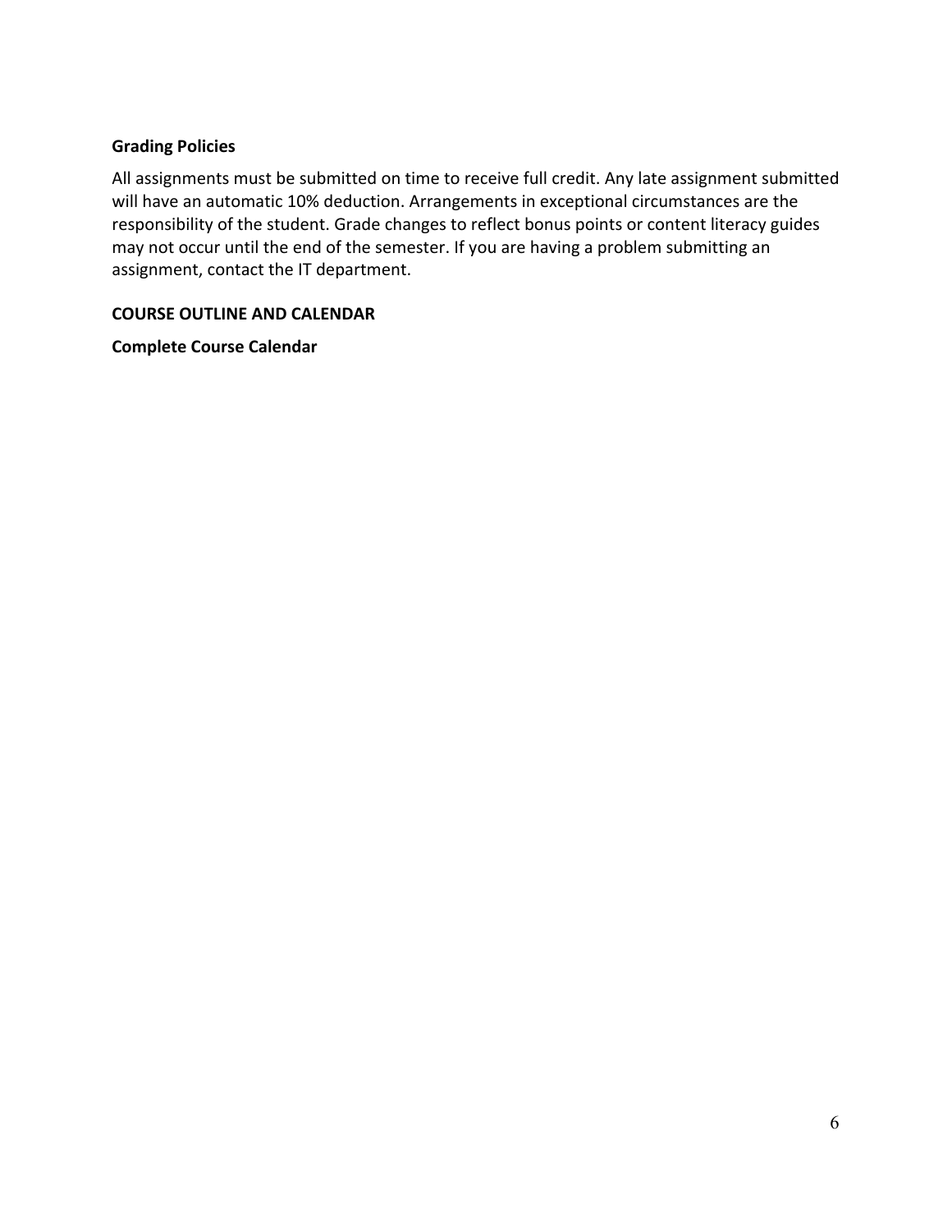### Grading Policies

All assignments must be submitted on time to receive full credit. Any late assignment submitted will have an automatic 10% deduction. Arrangements in exceptional circumstances are the responsibility of the student. Grade changes to reflect bonus points or content literacy guides may not occur until the end of the semester. If you are having a problem submitting an assignment, contact the IT department.

## COURSE OUTLINE AND CALENDAR

### Complete Course Calendar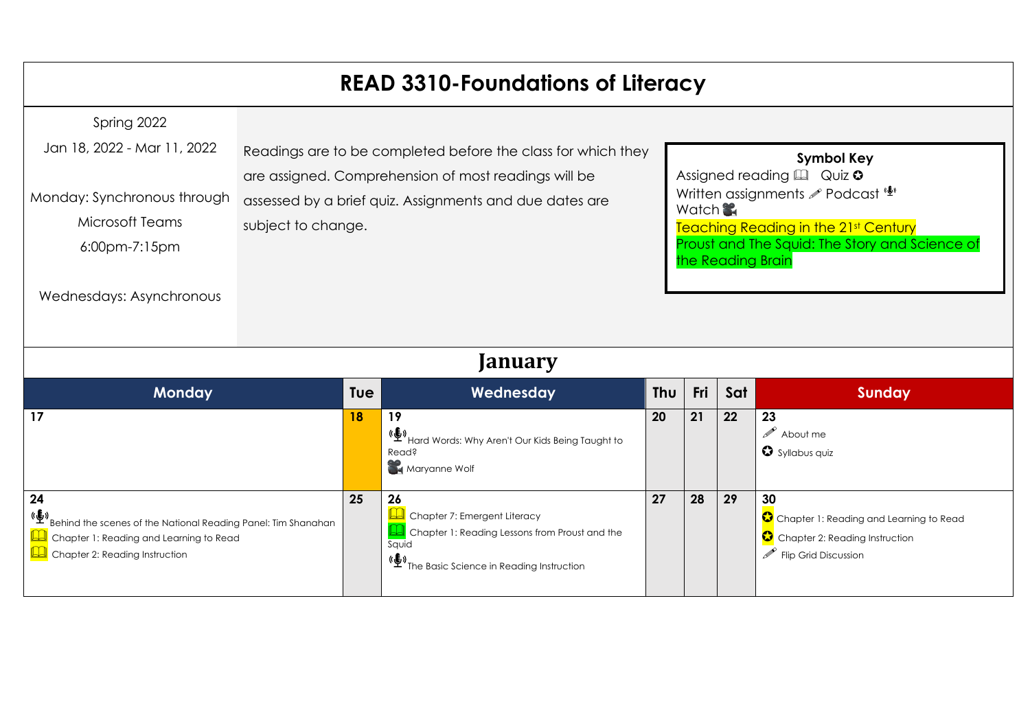# READ 3310-Foundations of Literacy

Spring 2022

Jan 18, 2022 - Mar 11, 2022

Monday: Synchronous through Microsoft Teams 6:00pm-7:15pm

Wednesdays: Asynchronous

Readings are to be completed before the class for which they are assigned. Comprehension of most readings will be assessed by a brief quiz. Assignments and due dates are subject to change.

**Symbol Key**

Assigned reading 🕮 Quiz ✪
Written assignments ✎ Podcast 🎙
Watch 🎥
Teaching Reading in the 21st Century
Proust and The Squid: The Story and Science of the Reading Brain

## January

| Monday | Tue | Wednesday | Thu | Fri | Sat | Sunday |
|---|---|---|---|---|---|---|
| 17 | 18 | 19<br>🎙 Hard Words: Why Aren't Our Kids Being Taught to Read?<br>🎥 Maryanne Wolf | 20 | 21 | 22 | 23<br>✎ About me<br>✪ Syllabus quiz |
| 24<br>🎙 Behind the scenes of the National Reading Panel: Tim Shanahan<br>🕮 Chapter 1: Reading and Learning to Read<br>🕮 Chapter 2: Reading Instruction | 25 | 26<br>🕮 Chapter 7: Emergent Literacy<br>🕮 Chapter 1: Reading Lessons from Proust and the Squid<br>🎙 The Basic Science in Reading Instruction | 27 | 28 | 29 | 30<br>✪ Chapter 1: Reading and Learning to Read<br>✪ Chapter 2: Reading Instruction<br>✎ Flip Grid Discussion |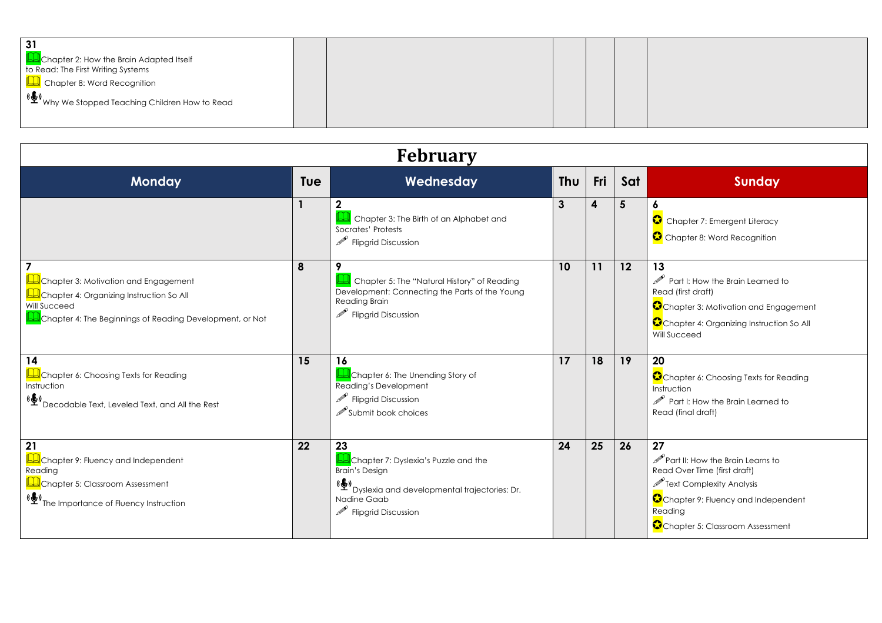| 31<br>Chapter 2: How the Brain Adapted Itself to Read: The First Writing Systems<br>Chapter 8: Word Recognition<br>Why We Stopped Teaching Children How to Read | | | | | | |
|---|---|---|---|---|---|---|

## February

| Monday | Tue | Wednesday | Thu | Fri | Sat | Sunday |
|---|---|---|---|---|---|---|
| | 1 | 2<br>Chapter 3: The Birth of an Alphabet and Socrates' Protests<br>Flipgrid Discussion | 3 | 4 | 5 | 6<br>Chapter 7: Emergent Literacy<br>Chapter 8: Word Recognition |
| 7<br>Chapter 3: Motivation and Engagement<br>Chapter 4: Organizing Instruction So All Will Succeed<br>Chapter 4: The Beginnings of Reading Development, or Not | 8 | 9<br>Chapter 5: The "Natural History" of Reading Development: Connecting the Parts of the Young Reading Brain<br>Flipgrid Discussion | 10 | 11 | 12 | 13<br>Part I: How the Brain Learned to Read (first draft)<br>Chapter 3: Motivation and Engagement<br>Chapter 4: Organizing Instruction So All Will Succeed |
| 14<br>Chapter 6: Choosing Texts for Reading Instruction<br>Decodable Text, Leveled Text, and All the Rest | 15 | 16<br>Chapter 6: The Unending Story of Reading's Development<br>Flipgrid Discussion<br>Submit book choices | 17 | 18 | 19 | 20<br>Chapter 6: Choosing Texts for Reading Instruction<br>Part I: How the Brain Learned to Read (final draft) |
| 21<br>Chapter 9: Fluency and Independent Reading<br>Chapter 5: Classroom Assessment<br>The Importance of Fluency Instruction | 22 | 23<br>Chapter 7: Dyslexia's Puzzle and the Brain's Design<br>Dyslexia and developmental trajectories: Dr. Nadine Gaab<br>Flipgrid Discussion | 24 | 25 | 26 | 27<br>Part II: How the Brain Learns to Read Over Time (first draft)<br>Text Complexity Analysis<br>Chapter 9: Fluency and Independent Reading<br>Chapter 5: Classroom Assessment |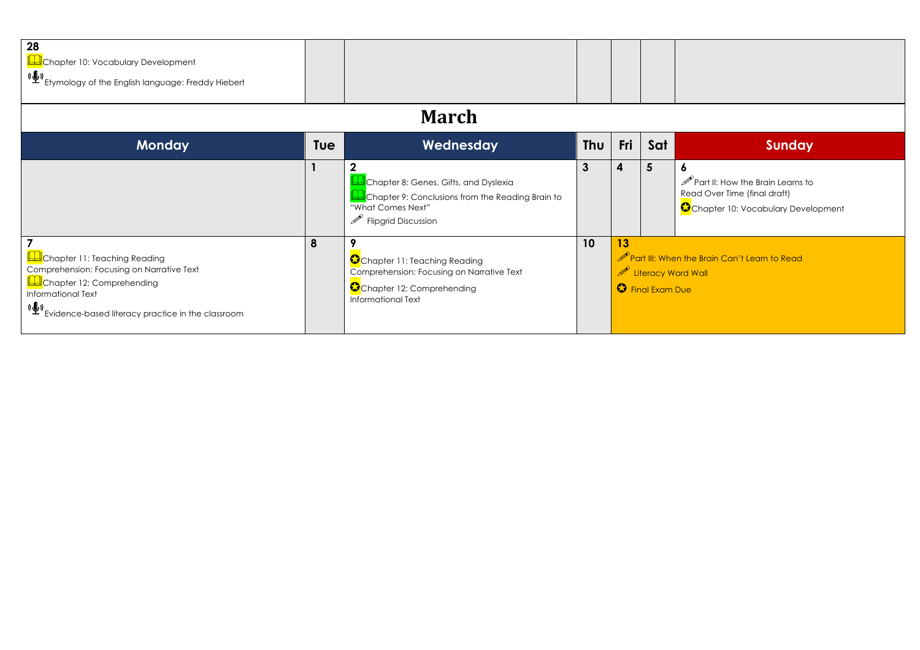| 28 Chapter 10: Vocabulary Development<br>Etymology of the English language: Freddy Hiebert | | | | | | |
|---|---|---|---|---|---|---|

## March

| Monday | Tue | Wednesday | Thu | Fri | Sat | Sunday |
|---|---|---|---|---|---|---|
| | 1 | 2<br>Chapter 8: Genes, Gifts, and Dyslexia<br>Chapter 9: Conclusions from the Reading Brain to "What Comes Next"<br>Flipgrid Discussion | 3 | 4 | 5 | 6<br>Part II: How the Brain Learns to Read Over Time (final draft)<br>Chapter 10: Vocabulary Development |
| 7<br>Chapter 11: Teaching Reading Comprehension: Focusing on Narrative Text<br>Chapter 12: Comprehending Informational Text<br>Evidence-based literacy practice in the classroom | 8 | 9<br>Chapter 11: Teaching Reading Comprehension: Focusing on Narrative Text<br>Chapter 12: Comprehending Informational Text | 10 | 13<br>Part III: When the Brain Can't Learn to Read<br>Literacy Word Wall<br>Final Exam Due | | |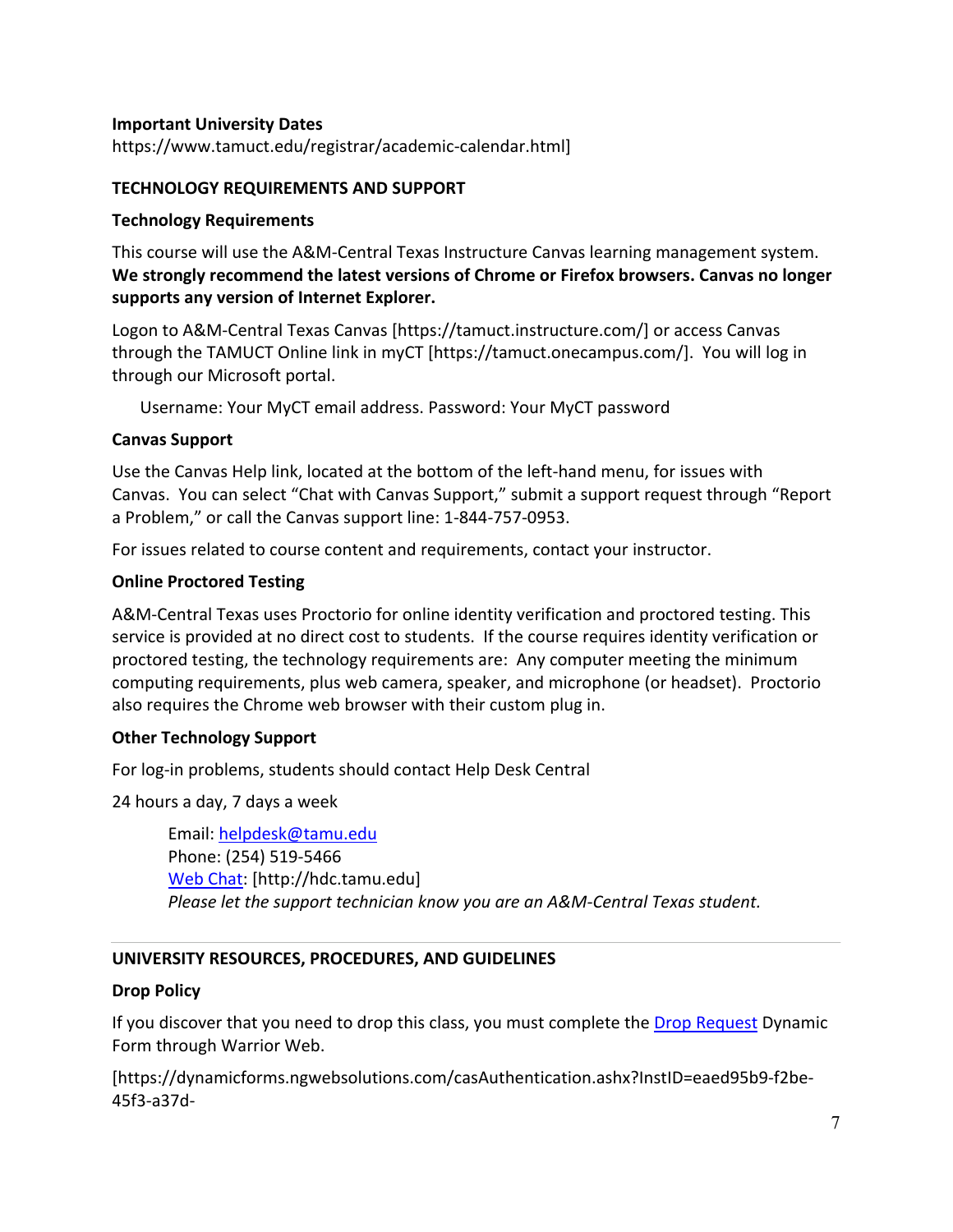**Important University Dates**

https://www.tamuct.edu/registrar/academic-calendar.html]

**TECHNOLOGY REQUIREMENTS AND SUPPORT**

**Technology Requirements**

This course will use the A&M-Central Texas Instructure Canvas learning management system. **We strongly recommend the latest versions of Chrome or Firefox browsers. Canvas no longer supports any version of Internet Explorer.**

Logon to A&M-Central Texas Canvas [https://tamuct.instructure.com/] or access Canvas through the TAMUCT Online link in myCT [https://tamuct.onecampus.com/]. You will log in through our Microsoft portal.

Username: Your MyCT email address. Password: Your MyCT password

**Canvas Support**

Use the Canvas Help link, located at the bottom of the left-hand menu, for issues with Canvas. You can select "Chat with Canvas Support," submit a support request through "Report a Problem," or call the Canvas support line: 1-844-757-0953.

For issues related to course content and requirements, contact your instructor.

**Online Proctored Testing**

A&M-Central Texas uses Proctorio for online identity verification and proctored testing. This service is provided at no direct cost to students. If the course requires identity verification or proctored testing, the technology requirements are: Any computer meeting the minimum computing requirements, plus web camera, speaker, and microphone (or headset). Proctorio also requires the Chrome web browser with their custom plug in.

**Other Technology Support**

For log-in problems, students should contact Help Desk Central

24 hours a day, 7 days a week

Email: helpdesk@tamu.edu
Phone: (254) 519-5466
Web Chat: [http://hdc.tamu.edu]
*Please let the support technician know you are an A&M-Central Texas student.*

---

**UNIVERSITY RESOURCES, PROCEDURES, AND GUIDELINES**

**Drop Policy**

If you discover that you need to drop this class, you must complete the Drop Request Dynamic Form through Warrior Web.

[https://dynamicforms.ngwebsolutions.com/casAuthentication.ashx?InstID=eaed95b9-f2be-45f3-a37d-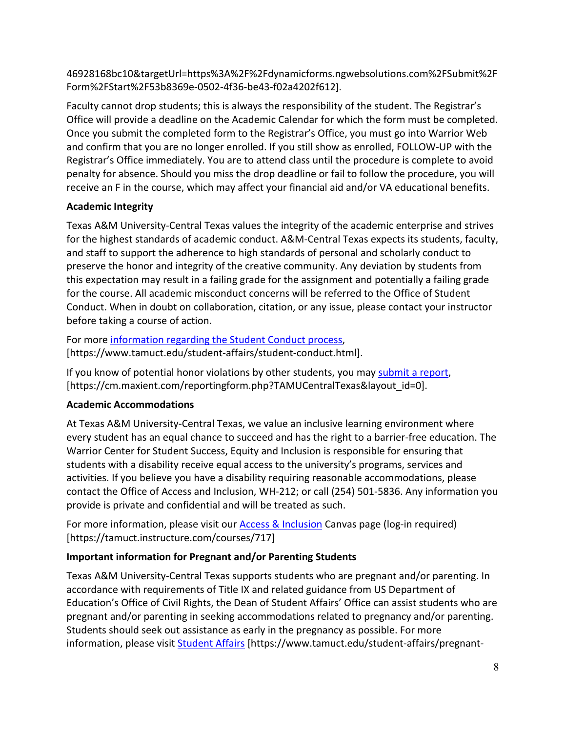46928168bc10&targetUrl=https%3A%2F%2Fdynamicforms.ngwebsolutions.com%2FSubmit%2FForm%2FStart%2F53b8369e-0502-4f36-be43-f02a4202f612].

Faculty cannot drop students; this is always the responsibility of the student. The Registrar's Office will provide a deadline on the Academic Calendar for which the form must be completed. Once you submit the completed form to the Registrar's Office, you must go into Warrior Web and confirm that you are no longer enrolled. If you still show as enrolled, FOLLOW-UP with the Registrar's Office immediately. You are to attend class until the procedure is complete to avoid penalty for absence. Should you miss the drop deadline or fail to follow the procedure, you will receive an F in the course, which may affect your financial aid and/or VA educational benefits.

**Academic Integrity**

Texas A&M University-Central Texas values the integrity of the academic enterprise and strives for the highest standards of academic conduct. A&M-Central Texas expects its students, faculty, and staff to support the adherence to high standards of personal and scholarly conduct to preserve the honor and integrity of the creative community. Any deviation by students from this expectation may result in a failing grade for the assignment and potentially a failing grade for the course. All academic misconduct concerns will be referred to the Office of Student Conduct. When in doubt on collaboration, citation, or any issue, please contact your instructor before taking a course of action.

For more information regarding the Student Conduct process, [https://www.tamuct.edu/student-affairs/student-conduct.html].

If you know of potential honor violations by other students, you may submit a report, [https://cm.maxient.com/reportingform.php?TAMUCentralTexas&layout_id=0].

**Academic Accommodations**

At Texas A&M University-Central Texas, we value an inclusive learning environment where every student has an equal chance to succeed and has the right to a barrier-free education. The Warrior Center for Student Success, Equity and Inclusion is responsible for ensuring that students with a disability receive equal access to the university's programs, services and activities. If you believe you have a disability requiring reasonable accommodations, please contact the Office of Access and Inclusion, WH-212; or call (254) 501-5836. Any information you provide is private and confidential and will be treated as such.

For more information, please visit our Access & Inclusion Canvas page (log-in required) [https://tamuct.instructure.com/courses/717]

**Important information for Pregnant and/or Parenting Students**

Texas A&M University-Central Texas supports students who are pregnant and/or parenting. In accordance with requirements of Title IX and related guidance from US Department of Education's Office of Civil Rights, the Dean of Student Affairs' Office can assist students who are pregnant and/or parenting in seeking accommodations related to pregnancy and/or parenting. Students should seek out assistance as early in the pregnancy as possible. For more information, please visit Student Affairs [https://www.tamuct.edu/student-affairs/pregnant-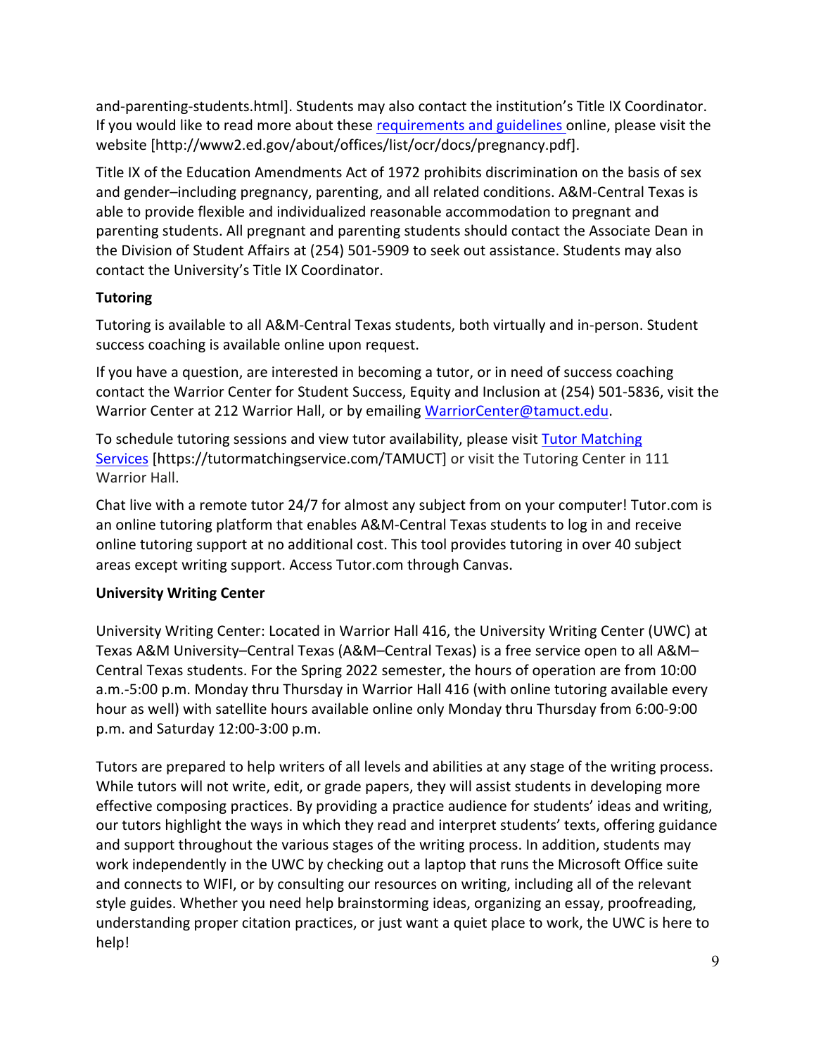and-parenting-students.html]. Students may also contact the institution's Title IX Coordinator. If you would like to read more about these requirements and guidelines online, please visit the website [http://www2.ed.gov/about/offices/list/ocr/docs/pregnancy.pdf].

Title IX of the Education Amendments Act of 1972 prohibits discrimination on the basis of sex and gender–including pregnancy, parenting, and all related conditions. A&M-Central Texas is able to provide flexible and individualized reasonable accommodation to pregnant and parenting students. All pregnant and parenting students should contact the Associate Dean in the Division of Student Affairs at (254) 501-5909 to seek out assistance. Students may also contact the University's Title IX Coordinator.

**Tutoring**

Tutoring is available to all A&M-Central Texas students, both virtually and in-person. Student success coaching is available online upon request.

If you have a question, are interested in becoming a tutor, or in need of success coaching contact the Warrior Center for Student Success, Equity and Inclusion at (254) 501-5836, visit the Warrior Center at 212 Warrior Hall, or by emailing WarriorCenter@tamuct.edu.

To schedule tutoring sessions and view tutor availability, please visit Tutor Matching Services [https://tutormatchingservice.com/TAMUCT] or visit the Tutoring Center in 111 Warrior Hall.

Chat live with a remote tutor 24/7 for almost any subject from on your computer! Tutor.com is an online tutoring platform that enables A&M-Central Texas students to log in and receive online tutoring support at no additional cost. This tool provides tutoring in over 40 subject areas except writing support. Access Tutor.com through Canvas.

**University Writing Center**

University Writing Center: Located in Warrior Hall 416, the University Writing Center (UWC) at Texas A&M University–Central Texas (A&M–Central Texas) is a free service open to all A&M–Central Texas students. For the Spring 2022 semester, the hours of operation are from 10:00 a.m.-5:00 p.m. Monday thru Thursday in Warrior Hall 416 (with online tutoring available every hour as well) with satellite hours available online only Monday thru Thursday from 6:00-9:00 p.m. and Saturday 12:00-3:00 p.m.

Tutors are prepared to help writers of all levels and abilities at any stage of the writing process. While tutors will not write, edit, or grade papers, they will assist students in developing more effective composing practices. By providing a practice audience for students' ideas and writing, our tutors highlight the ways in which they read and interpret students' texts, offering guidance and support throughout the various stages of the writing process. In addition, students may work independently in the UWC by checking out a laptop that runs the Microsoft Office suite and connects to WIFI, or by consulting our resources on writing, including all of the relevant style guides. Whether you need help brainstorming ideas, organizing an essay, proofreading, understanding proper citation practices, or just want a quiet place to work, the UWC is here to help!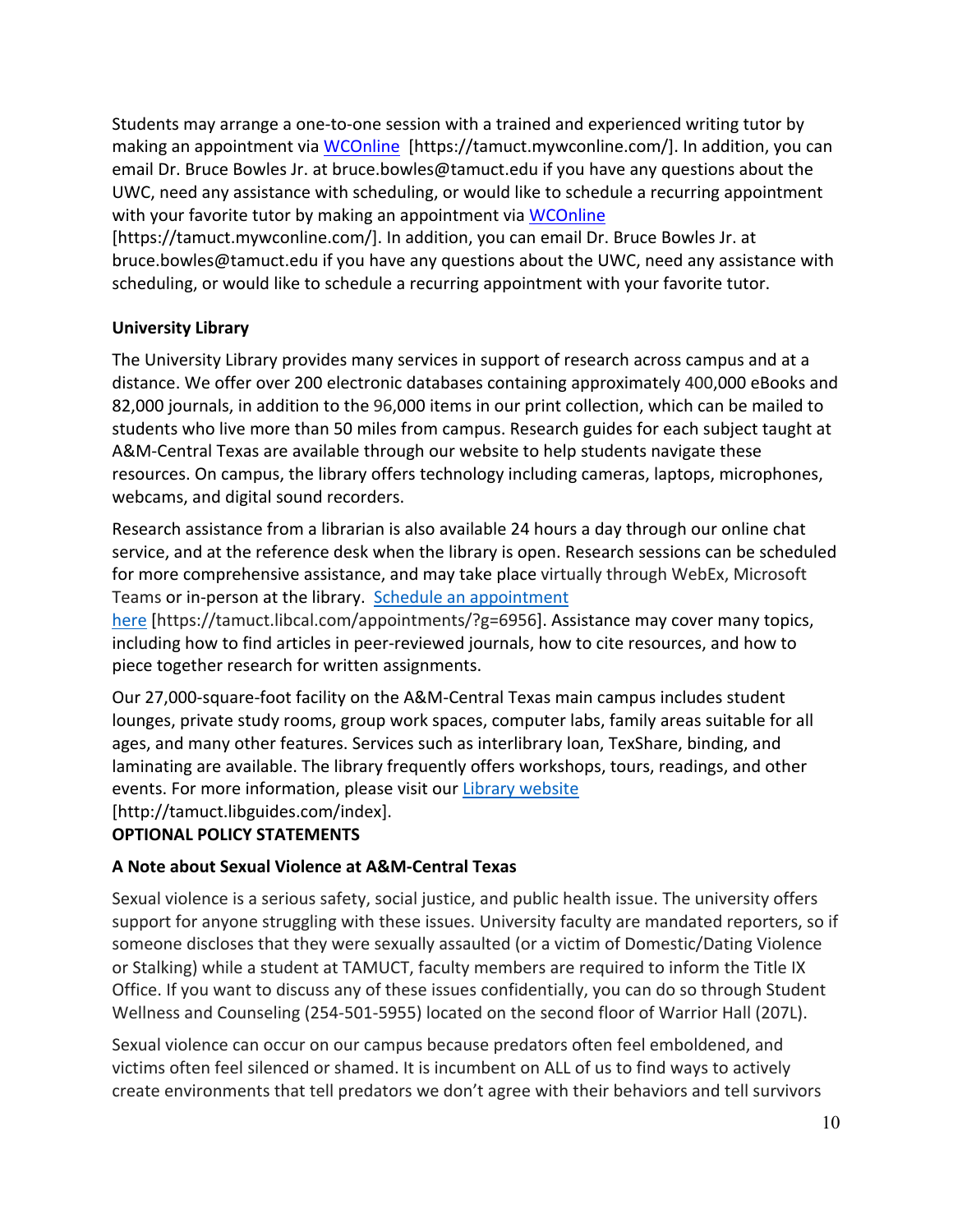Students may arrange a one-to-one session with a trained and experienced writing tutor by making an appointment via [WCOnline](https://tamuct.mywconline.com/) [https://tamuct.mywconline.com/]. In addition, you can email Dr. Bruce Bowles Jr. at bruce.bowles@tamuct.edu if you have any questions about the UWC, need any assistance with scheduling, or would like to schedule a recurring appointment with your favorite tutor by making an appointment via [WCOnline](https://tamuct.mywconline.com/) [https://tamuct.mywconline.com/]. In addition, you can email Dr. Bruce Bowles Jr. at bruce.bowles@tamuct.edu if you have any questions about the UWC, need any assistance with scheduling, or would like to schedule a recurring appointment with your favorite tutor.

**University Library**

The University Library provides many services in support of research across campus and at a distance. We offer over 200 electronic databases containing approximately 400,000 eBooks and 82,000 journals, in addition to the 96,000 items in our print collection, which can be mailed to students who live more than 50 miles from campus. Research guides for each subject taught at A&M-Central Texas are available through our website to help students navigate these resources. On campus, the library offers technology including cameras, laptops, microphones, webcams, and digital sound recorders.

Research assistance from a librarian is also available 24 hours a day through our online chat service, and at the reference desk when the library is open. Research sessions can be scheduled for more comprehensive assistance, and may take place virtually through WebEx, Microsoft Teams or in-person at the library. [Schedule an appointment here](https://tamuct.libcal.com/appointments/?g=6956) [https://tamuct.libcal.com/appointments/?g=6956]. Assistance may cover many topics, including how to find articles in peer-reviewed journals, how to cite resources, and how to piece together research for written assignments.

Our 27,000-square-foot facility on the A&M-Central Texas main campus includes student lounges, private study rooms, group work spaces, computer labs, family areas suitable for all ages, and many other features. Services such as interlibrary loan, TexShare, binding, and laminating are available. The library frequently offers workshops, tours, readings, and other events. For more information, please visit our [Library website](http://tamuct.libguides.com/index) [http://tamuct.libguides.com/index].

**OPTIONAL POLICY STATEMENTS**

**A Note about Sexual Violence at A&M-Central Texas**

Sexual violence is a serious safety, social justice, and public health issue. The university offers support for anyone struggling with these issues. University faculty are mandated reporters, so if someone discloses that they were sexually assaulted (or a victim of Domestic/Dating Violence or Stalking) while a student at TAMUCT, faculty members are required to inform the Title IX Office. If you want to discuss any of these issues confidentially, you can do so through Student Wellness and Counseling (254-501-5955) located on the second floor of Warrior Hall (207L).

Sexual violence can occur on our campus because predators often feel emboldened, and victims often feel silenced or shamed. It is incumbent on ALL of us to find ways to actively create environments that tell predators we don't agree with their behaviors and tell survivors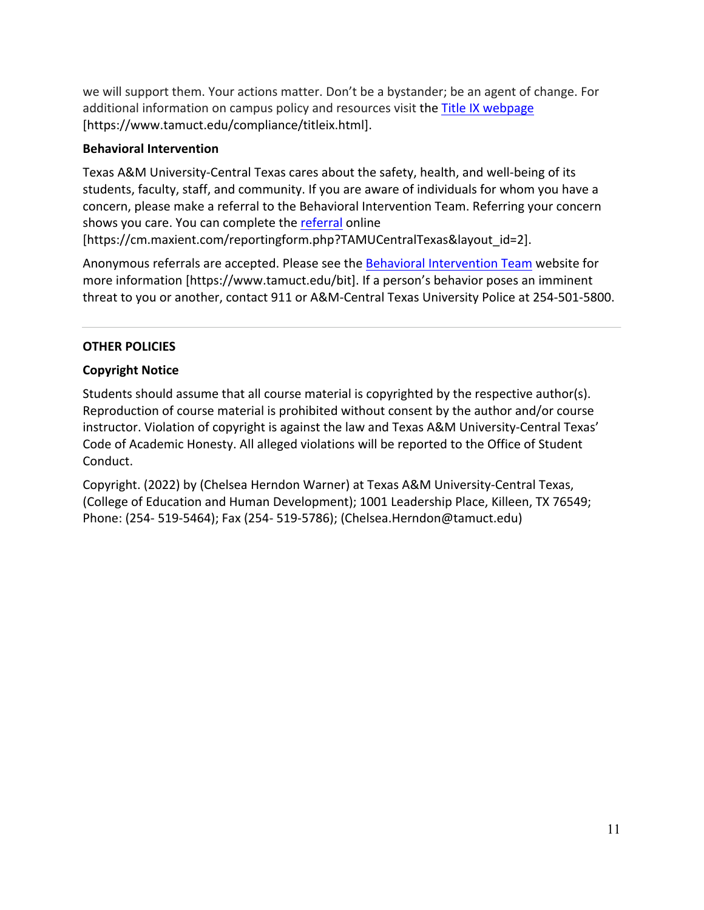we will support them. Your actions matter. Don't be a bystander; be an agent of change. For additional information on campus policy and resources visit the Title IX webpage [https://www.tamuct.edu/compliance/titleix.html].

**Behavioral Intervention**

Texas A&M University-Central Texas cares about the safety, health, and well-being of its students, faculty, staff, and community. If you are aware of individuals for whom you have a concern, please make a referral to the Behavioral Intervention Team. Referring your concern shows you care. You can complete the referral online [https://cm.maxient.com/reportingform.php?TAMUCentralTexas&layout_id=2].

Anonymous referrals are accepted. Please see the Behavioral Intervention Team website for more information [https://www.tamuct.edu/bit]. If a person's behavior poses an imminent threat to you or another, contact 911 or A&M-Central Texas University Police at 254-501-5800.

---

**OTHER POLICIES**

**Copyright Notice**

Students should assume that all course material is copyrighted by the respective author(s). Reproduction of course material is prohibited without consent by the author and/or course instructor. Violation of copyright is against the law and Texas A&M University-Central Texas' Code of Academic Honesty. All alleged violations will be reported to the Office of Student Conduct.

Copyright. (2022) by (Chelsea Herndon Warner) at Texas A&M University-Central Texas, (College of Education and Human Development); 1001 Leadership Place, Killeen, TX 76549; Phone: (254- 519-5464); Fax (254- 519-5786); (Chelsea.Herndon@tamuct.edu)